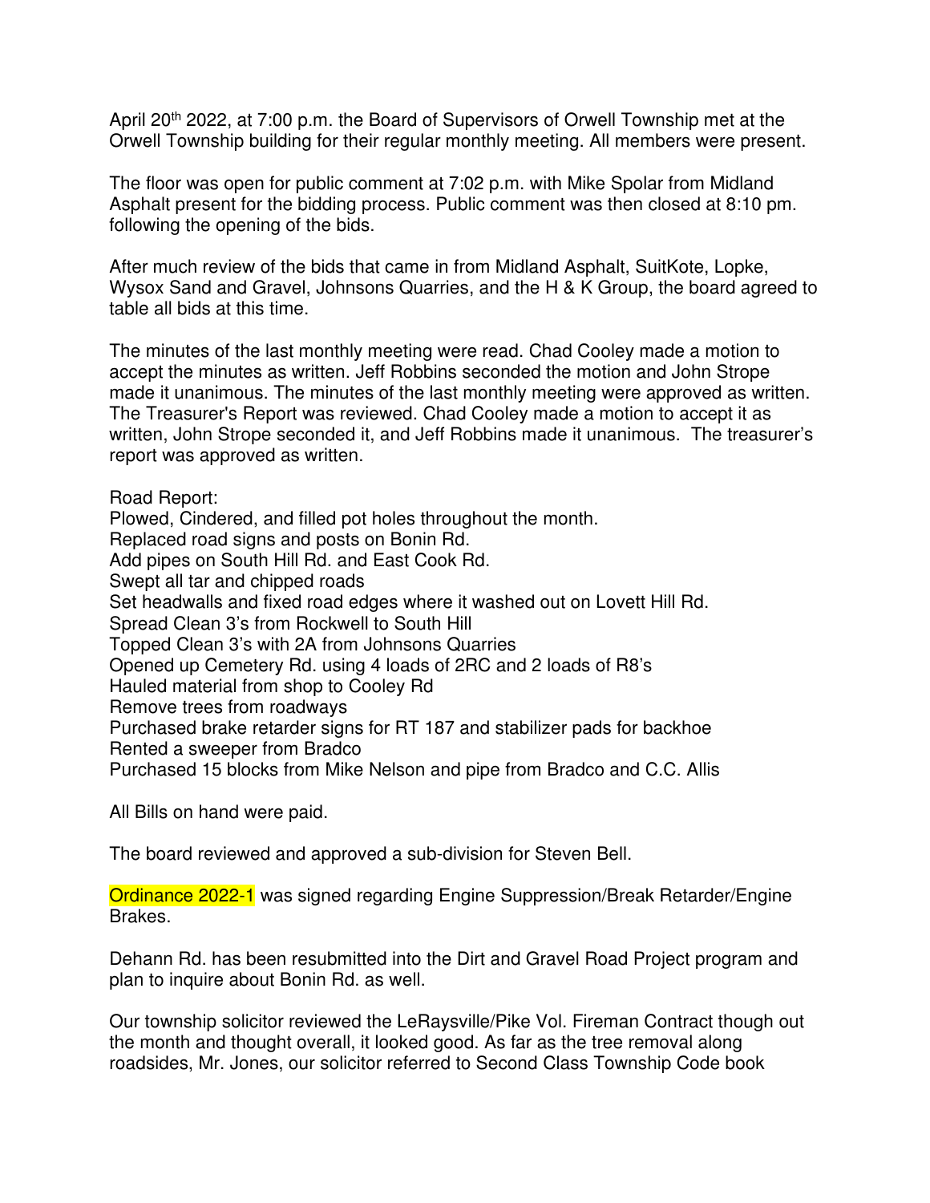April 20th 2022, at 7:00 p.m. the Board of Supervisors of Orwell Township met at the Orwell Township building for their regular monthly meeting. All members were present.

The floor was open for public comment at 7:02 p.m. with Mike Spolar from Midland Asphalt present for the bidding process. Public comment was then closed at 8:10 pm. following the opening of the bids.

After much review of the bids that came in from Midland Asphalt, SuitKote, Lopke, Wysox Sand and Gravel, Johnsons Quarries, and the H & K Group, the board agreed to table all bids at this time.

The minutes of the last monthly meeting were read. Chad Cooley made a motion to accept the minutes as written. Jeff Robbins seconded the motion and John Strope made it unanimous. The minutes of the last monthly meeting were approved as written. The Treasurer's Report was reviewed. Chad Cooley made a motion to accept it as written, John Strope seconded it, and Jeff Robbins made it unanimous. The treasurer's report was approved as written.

Road Report:
Plowed, Cindered, and filled pot holes throughout the month.
Replaced road signs and posts on Bonin Rd.
Add pipes on South Hill Rd. and East Cook Rd.
Swept all tar and chipped roads
Set headwalls and fixed road edges where it washed out on Lovett Hill Rd.
Spread Clean 3's from Rockwell to South Hill
Topped Clean 3's with 2A from Johnsons Quarries
Opened up Cemetery Rd. using 4 loads of 2RC and 2 loads of R8's
Hauled material from shop to Cooley Rd
Remove trees from roadways
Purchased brake retarder signs for RT 187 and stabilizer pads for backhoe
Rented a sweeper from Bradco
Purchased 15 blocks from Mike Nelson and pipe from Bradco and C.C. Allis

All Bills on hand were paid.

The board reviewed and approved a sub-division for Steven Bell.

Ordinance 2022-1 was signed regarding Engine Suppression/Break Retarder/Engine Brakes.

Dehann Rd. has been resubmitted into the Dirt and Gravel Road Project program and plan to inquire about Bonin Rd. as well.

Our township solicitor reviewed the LeRaysville/Pike Vol. Fireman Contract though out the month and thought overall, it looked good. As far as the tree removal along roadsides, Mr. Jones, our solicitor referred to Second Class Township Code book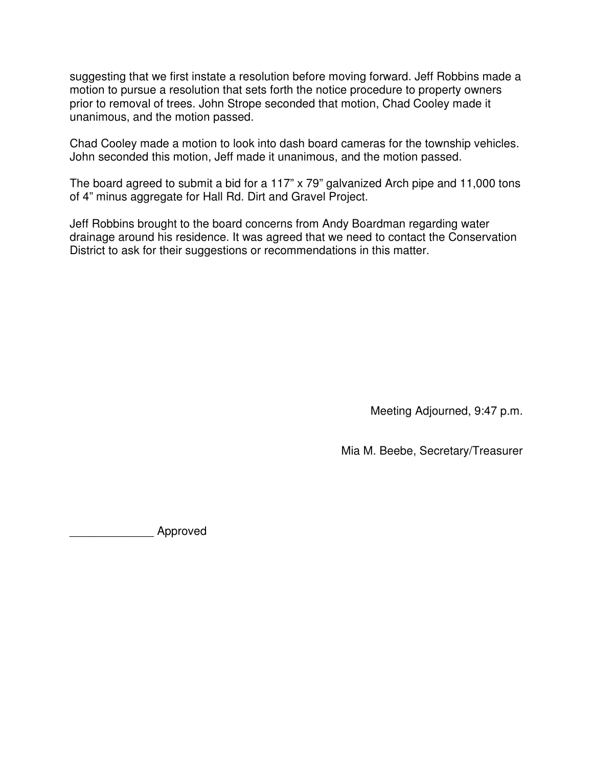suggesting that we first instate a resolution before moving forward. Jeff Robbins made a motion to pursue a resolution that sets forth the notice procedure to property owners prior to removal of trees. John Strope seconded that motion, Chad Cooley made it unanimous, and the motion passed.

Chad Cooley made a motion to look into dash board cameras for the township vehicles. John seconded this motion, Jeff made it unanimous, and the motion passed.

The board agreed to submit a bid for a 117" x 79" galvanized Arch pipe and 11,000 tons of 4" minus aggregate for Hall Rd. Dirt and Gravel Project.

Jeff Robbins brought to the board concerns from Andy Boardman regarding water drainage around his residence. It was agreed that we need to contact the Conservation District to ask for their suggestions or recommendations in this matter.

Meeting Adjourned, 9:47 p.m.

Mia M. Beebe, Secretary/Treasurer

_____________ Approved